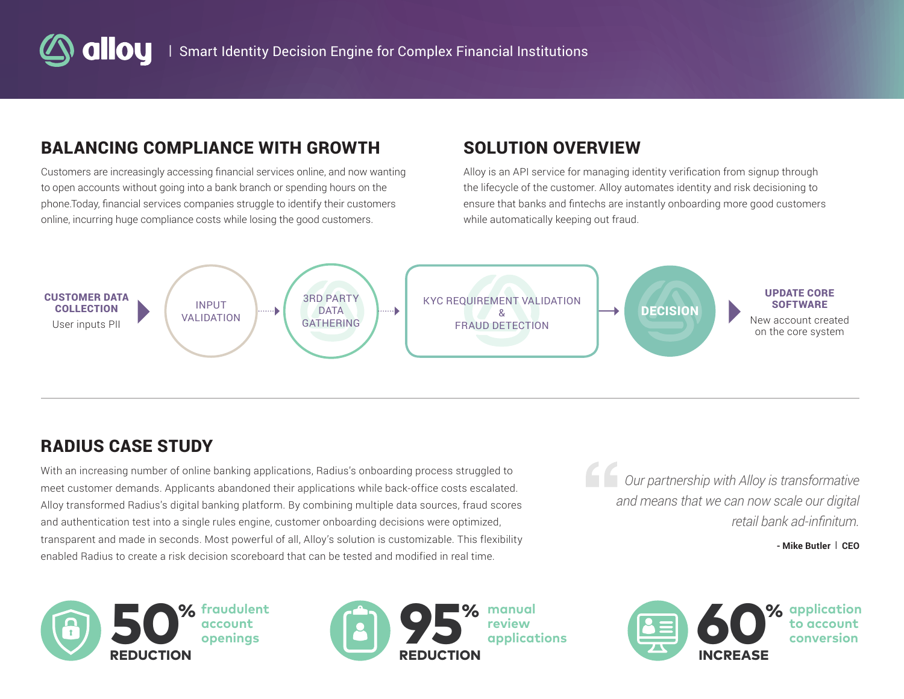# alloy | Smart Identity Decision Engine for Complex Financial Institutions

## BALANCING COMPLIANCE WITH GROWTH

Customers are increasingly accessing financial services online, and now wanting to open accounts without going into a bank branch or spending hours on the phone.Today, financial services companies struggle to identify their customers online, incurring huge compliance costs while losing the good customers.

## SOLUTION OVERVIEW

Alloy is an API service for managing identity verification from signup through the lifecycle of the customer. Alloy automates identity and risk decisioning to ensure that banks and fintechs are instantly onboarding more good customers while automatically keeping out fraud.

**CUSTOMER DATA COLLECTION**
User inputs PII

INPUT VALIDATION → 3RD PARTY DATA GATHERING → KYC REQUIREMENT VALIDATION & FRAUD DETECTION → DECISION

**UPDATE CORE SOFTWARE**
New account created on the core system

## RADIUS CASE STUDY

With an increasing number of online banking applications, Radius's onboarding process struggled to meet customer demands. Applicants abandoned their applications while back-office costs escalated. Alloy transformed Radius's digital banking platform. By combining multiple data sources, fraud scores and authentication test into a single rules engine, customer onboarding decisions were optimized, transparent and made in seconds. Most powerful of all, Alloy's solution is customizable. This flexibility enabled Radius to create a risk decision scoreboard that can be tested and modified in real time.

> *Our partnership with Alloy is transformative and means that we can now scale our digital retail bank ad-infinitum.*
>
> **- Mike Butler | CEO**

**50% REDUCTION** fraudulent account openings

**95% REDUCTION** manual review applications

**60% INCREASE** application to account conversion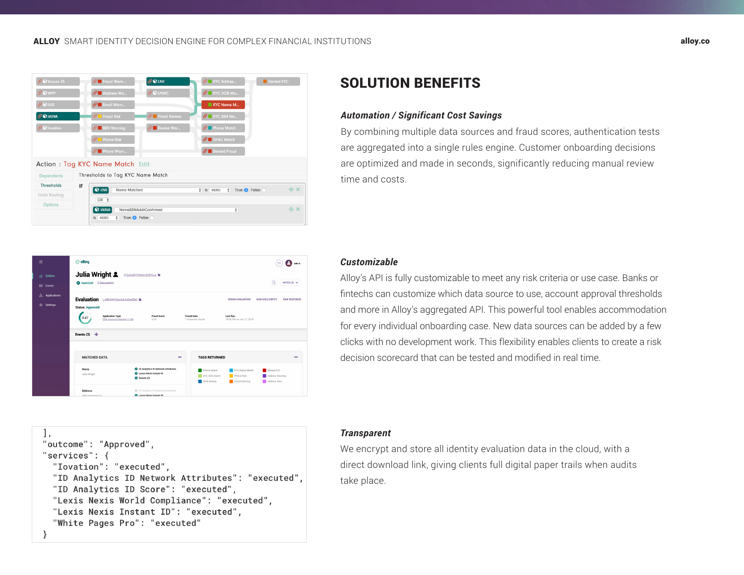# SOLUTION BENEFITS

### *Automation / Significant Cost Savings*

By combining multiple data sources and fraud scores, authentication tests are aggregated into a single rules engine. Customer onboarding decisions are optimized and made in seconds, significantly reducing manual review time and costs.

### *Customizable*

Alloy's API is fully customizable to meet any risk criteria or use case. Banks or fintechs can customize which data source to use, account approval thresholds and more in Alloy's aggregated API. This powerful tool enables accommodation for every individual onboarding case. New data sources can be added by a few clicks with no development work. This flexibility enables clients to create a risk decision scorecard that can be tested and modified in real time.

```
],
"outcome": "Approved",
"services": {
  "Iovation": "executed",
  "ID Analytics ID Network Attributes": "executed",
  "ID Analytics ID Score": "executed",
  "Lexis Nexis World Compliance": "executed",
  "Lexis Nexis Instant ID": "executed",
  "White Pages Pro": "executed"
}
```

### *Transparent*

We encrypt and store all identity evaluation data in the cloud, with a direct download link, giving clients full digital paper trails when audits take place.